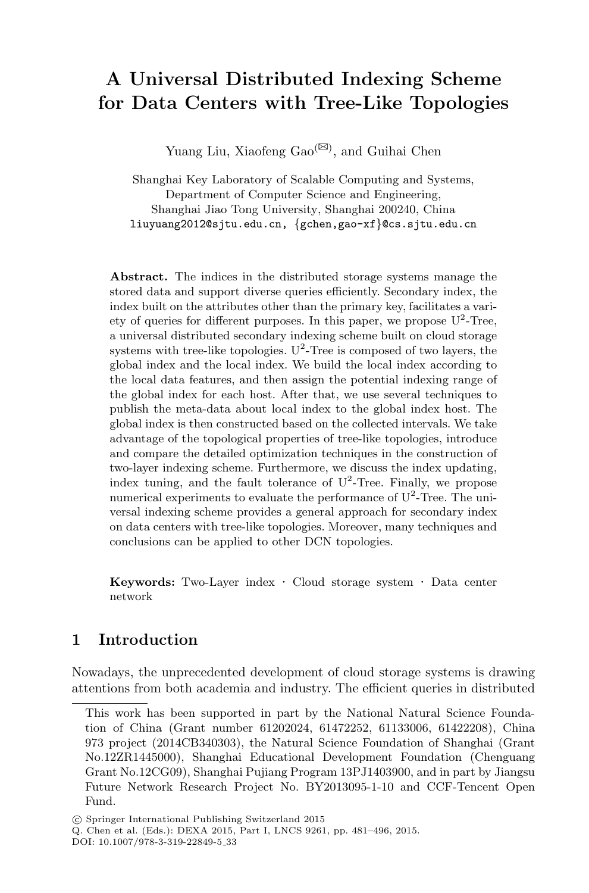# A Universal Distributed Indexing Scheme for Data Centers with Tree-Like Topologies

Yuang Liu, Xiaofeng Gao[(✉)], and Guihai Chen

Shanghai Key Laboratory of Scalable Computing and Systems,
Department of Computer Science and Engineering,
Shanghai Jiao Tong University, Shanghai 200240, China
liuyuang2012@sjtu.edu.cn, {gchen,gao-xf}@cs.sjtu.edu.cn

**Abstract.** The indices in the distributed storage systems manage the stored data and support diverse queries efficiently. Secondary index, the index built on the attributes other than the primary key, facilitates a variety of queries for different purposes. In this paper, we propose $U^2$-Tree, a universal distributed secondary indexing scheme built on cloud storage systems with tree-like topologies. $U^2$-Tree is composed of two layers, the global index and the local index. We build the local index according to the local data features, and then assign the potential indexing range of the global index for each host. After that, we use several techniques to publish the meta-data about local index to the global index host. The global index is then constructed based on the collected intervals. We take advantage of the topological properties of tree-like topologies, introduce and compare the detailed optimization techniques in the construction of two-layer indexing scheme. Furthermore, we discuss the index updating, index tuning, and the fault tolerance of $U^2$-Tree. Finally, we propose numerical experiments to evaluate the performance of $U^2$-Tree. The universal indexing scheme provides a general approach for secondary index on data centers with tree-like topologies. Moreover, many techniques and conclusions can be applied to other DCN topologies.

**Keywords:** Two-Layer index · Cloud storage system · Data center network

## 1 Introduction

Nowadays, the unprecedented development of cloud storage systems is drawing attentions from both academia and industry. The efficient queries in distributed

This work has been supported in part by the National Natural Science Foundation of China (Grant number 61202024, 61472252, 61133006, 61422208), China 973 project (2014CB340303), the Natural Science Foundation of Shanghai (Grant No.12ZR1445000), Shanghai Educational Development Foundation (Chenguang Grant No.12CG09), Shanghai Pujiang Program 13PJ1403900, and in part by Jiangsu Future Network Research Project No. BY2013095-1-10 and CCF-Tencent Open Fund.

© Springer International Publishing Switzerland 2015
Q. Chen et al. (Eds.): DEXA 2015, Part I, LNCS 9261, pp. 481–496, 2015.
DOI: 10.1007/978-3-319-22849-5_33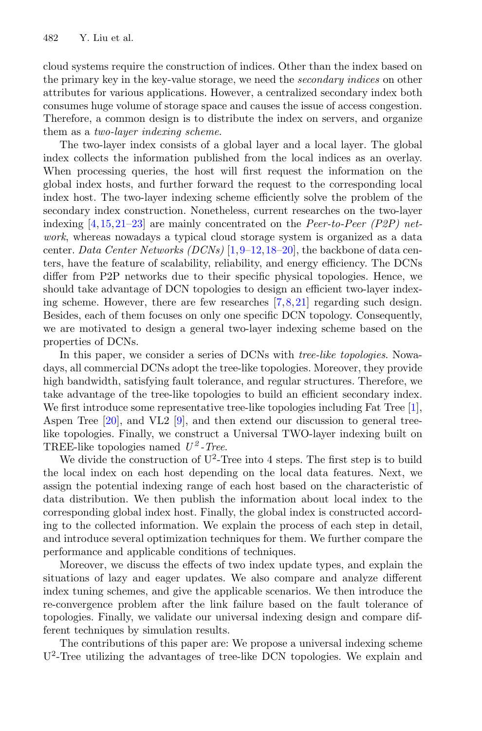cloud systems require the construction of indices. Other than the index based on the primary key in the key-value storage, we need the *secondary indices* on other attributes for various applications. However, a centralized secondary index both consumes huge volume of storage space and causes the issue of access congestion. Therefore, a common design is to distribute the index on servers, and organize them as a *two-layer indexing scheme*.

The two-layer index consists of a global layer and a local layer. The global index collects the information published from the local indices as an overlay. When processing queries, the host will first request the information on the global index hosts, and further forward the request to the corresponding local index host. The two-layer indexing scheme efficiently solve the problem of the secondary index construction. Nonetheless, current researches on the two-layer indexing [4,15,21–23] are mainly concentrated on the *Peer-to-Peer (P2P) network*, whereas nowadays a typical cloud storage system is organized as a data center. *Data Center Networks (DCNs)* [1,9–12,18–20], the backbone of data centers, have the feature of scalability, reliability, and energy efficiency. The DCNs differ from P2P networks due to their specific physical topologies. Hence, we should take advantage of DCN topologies to design an efficient two-layer indexing scheme. However, there are few researches [7,8,21] regarding such design. Besides, each of them focuses on only one specific DCN topology. Consequently, we are motivated to design a general two-layer indexing scheme based on the properties of DCNs.

In this paper, we consider a series of DCNs with *tree-like topologies*. Nowadays, all commercial DCNs adopt the tree-like topologies. Moreover, they provide high bandwidth, satisfying fault tolerance, and regular structures. Therefore, we take advantage of the tree-like topologies to build an efficient secondary index. We first introduce some representative tree-like topologies including Fat Tree [1], Aspen Tree [20], and VL2 [9], and then extend our discussion to general tree-like topologies. Finally, we construct a Universal TWO-layer indexing built on TREE-like topologies named *$U^2$-Tree*.

We divide the construction of $\text{U}^2$-Tree into 4 steps. The first step is to build the local index on each host depending on the local data features. Next, we assign the potential indexing range of each host based on the characteristic of data distribution. We then publish the information about local index to the corresponding global index host. Finally, the global index is constructed according to the collected information. We explain the process of each step in detail, and introduce several optimization techniques for them. We further compare the performance and applicable conditions of techniques.

Moreover, we discuss the effects of two index update types, and explain the situations of lazy and eager updates. We also compare and analyze different index tuning schemes, and give the applicable scenarios. We then introduce the re-convergence problem after the link failure based on the fault tolerance of topologies. Finally, we validate our universal indexing design and compare different techniques by simulation results.

The contributions of this paper are: We propose a universal indexing scheme $\text{U}^2$-Tree utilizing the advantages of tree-like DCN topologies. We explain and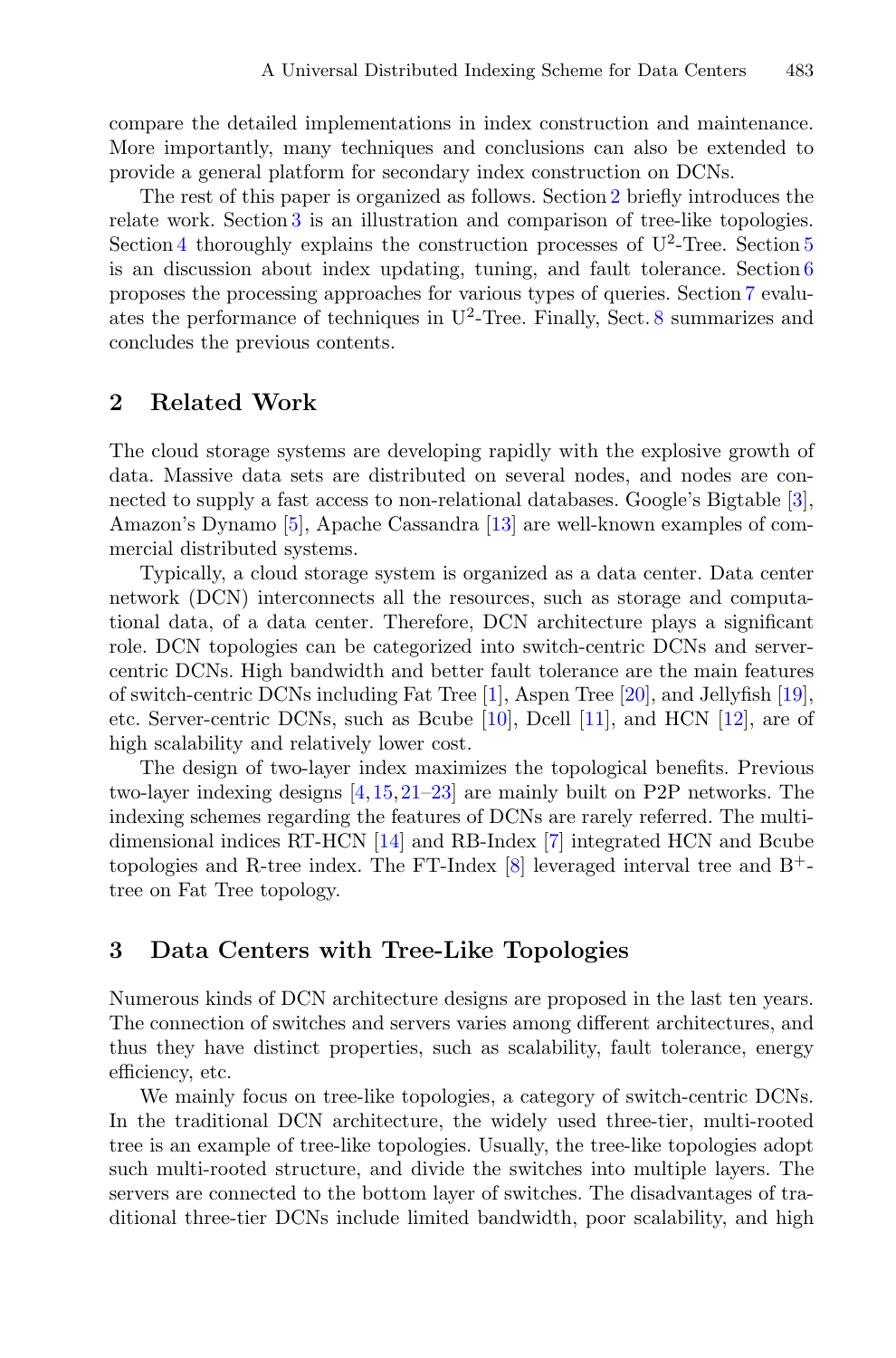compare the detailed implementations in index construction and maintenance. More importantly, many techniques and conclusions can also be extended to provide a general platform for secondary index construction on DCNs.

The rest of this paper is organized as follows. Section 2 briefly introduces the relate work. Section 3 is an illustration and comparison of tree-like topologies. Section 4 thoroughly explains the construction processes of $U^2$-Tree. Section 5 is an discussion about index updating, tuning, and fault tolerance. Section 6 proposes the processing approaches for various types of queries. Section 7 evaluates the performance of techniques in $U^2$-Tree. Finally, Sect. 8 summarizes and concludes the previous contents.

## 2 Related Work

The cloud storage systems are developing rapidly with the explosive growth of data. Massive data sets are distributed on several nodes, and nodes are connected to supply a fast access to non-relational databases. Google's Bigtable [3], Amazon's Dynamo [5], Apache Cassandra [13] are well-known examples of commercial distributed systems.

Typically, a cloud storage system is organized as a data center. Data center network (DCN) interconnects all the resources, such as storage and computational data, of a data center. Therefore, DCN architecture plays a significant role. DCN topologies can be categorized into switch-centric DCNs and server-centric DCNs. High bandwidth and better fault tolerance are the main features of switch-centric DCNs including Fat Tree [1], Aspen Tree [20], and Jellyfish [19], etc. Server-centric DCNs, such as Bcube [10], Dcell [11], and HCN [12], are of high scalability and relatively lower cost.

The design of two-layer index maximizes the topological benefits. Previous two-layer indexing designs [4,15,21–23] are mainly built on P2P networks. The indexing schemes regarding the features of DCNs are rarely referred. The multi-dimensional indices RT-HCN [14] and RB-Index [7] integrated HCN and Bcube topologies and R-tree index. The FT-Index [8] leveraged interval tree and $B^+$-tree on Fat Tree topology.

## 3 Data Centers with Tree-Like Topologies

Numerous kinds of DCN architecture designs are proposed in the last ten years. The connection of switches and servers varies among different architectures, and thus they have distinct properties, such as scalability, fault tolerance, energy efficiency, etc.

We mainly focus on tree-like topologies, a category of switch-centric DCNs. In the traditional DCN architecture, the widely used three-tier, multi-rooted tree is an example of tree-like topologies. Usually, the tree-like topologies adopt such multi-rooted structure, and divide the switches into multiple layers. The servers are connected to the bottom layer of switches. The disadvantages of traditional three-tier DCNs include limited bandwidth, poor scalability, and high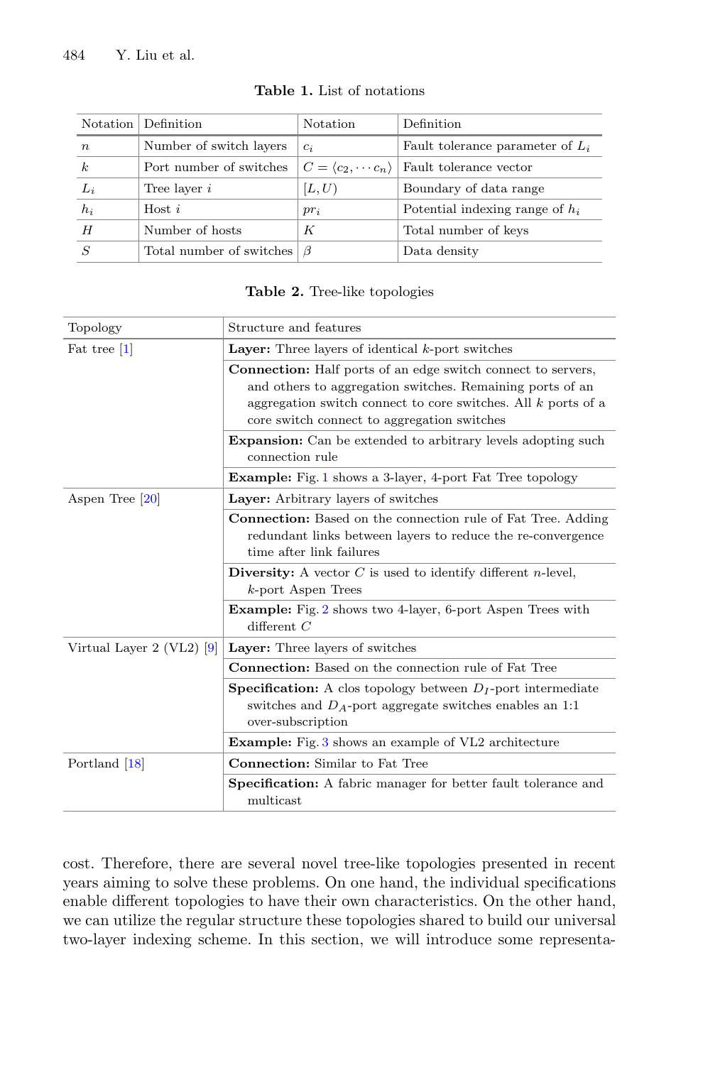**Table 1.** List of notations

| Notation | Definition | Notation | Definition |
|---|---|---|---|
| $n$ | Number of switch layers | $c_i$ | Fault tolerance parameter of $L_i$ |
| $k$ | Port number of switches | $C = \langle c_2, \cdots c_n \rangle$ | Fault tolerance vector |
| $L_i$ | Tree layer $i$ | $[L, U)$ | Boundary of data range |
| $h_i$ | Host $i$ | $pr_i$ | Potential indexing range of $h_i$ |
| $H$ | Number of hosts | $K$ | Total number of keys |
| $S$ | Total number of switches | $\beta$ | Data density |

**Table 2.** Tree-like topologies

| Topology | Structure and features |
|---|---|
| Fat tree [1] | **Layer:** Three layers of identical $k$-port switches |
| | **Connection:** Half ports of an edge switch connect to servers, and others to aggregation switches. Remaining ports of an aggregation switch connect to core switches. All $k$ ports of a core switch connect to aggregation switches |
| | **Expansion:** Can be extended to arbitrary levels adopting such connection rule |
| | **Example:** Fig. 1 shows a 3-layer, 4-port Fat Tree topology |
| Aspen Tree [20] | **Layer:** Arbitrary layers of switches |
| | **Connection:** Based on the connection rule of Fat Tree. Adding redundant links between layers to reduce the re-convergence time after link failures |
| | **Diversity:** A vector $C$ is used to identify different $n$-level, $k$-port Aspen Trees |
| | **Example:** Fig. 2 shows two 4-layer, 6-port Aspen Trees with different $C$ |
| Virtual Layer 2 (VL2) [9] | **Layer:** Three layers of switches |
| | **Connection:** Based on the connection rule of Fat Tree |
| | **Specification:** A clos topology between $D_I$-port intermediate switches and $D_A$-port aggregate switches enables an 1:1 over-subscription |
| | **Example:** Fig. 3 shows an example of VL2 architecture |
| Portland [18] | **Connection:** Similar to Fat Tree |
| | **Specification:** A fabric manager for better fault tolerance and multicast |

cost. Therefore, there are several novel tree-like topologies presented in recent years aiming to solve these problems. On one hand, the individual specifications enable different topologies to have their own characteristics. On the other hand, we can utilize the regular structure these topologies shared to build our universal two-layer indexing scheme. In this section, we will introduce some representa-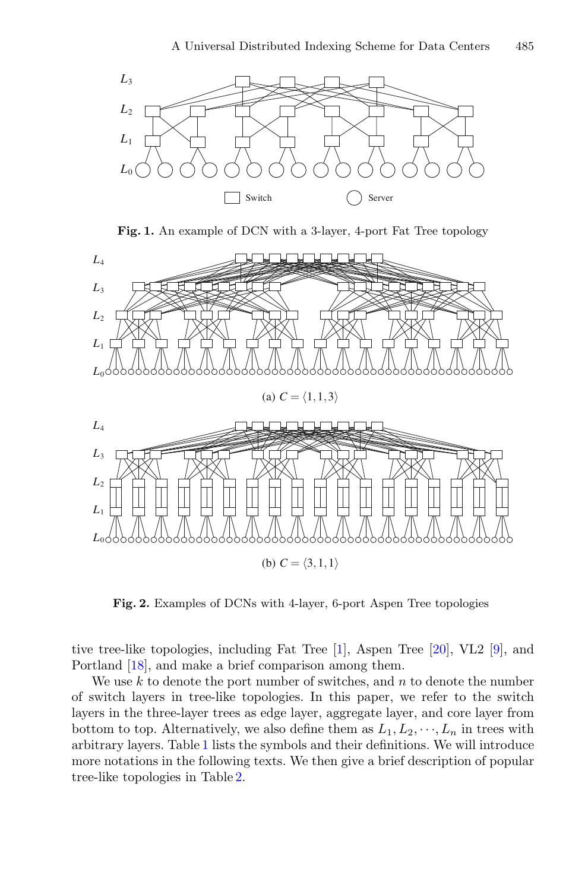**Fig. 1.** An example of DCN with a 3-layer, 4-port Fat Tree topology

(a) $C = \langle 1, 1, 3 \rangle$

(b) $C = \langle 3, 1, 1 \rangle$

**Fig. 2.** Examples of DCNs with 4-layer, 6-port Aspen Tree topologies

tive tree-like topologies, including Fat Tree [1], Aspen Tree [20], VL2 [9], and Portland [18], and make a brief comparison among them.

We use $k$ to denote the port number of switches, and $n$ to denote the number of switch layers in tree-like topologies. In this paper, we refer to the switch layers in the three-layer trees as edge layer, aggregate layer, and core layer from bottom to top. Alternatively, we also define them as $L_1, L_2, \cdots, L_n$ in trees with arbitrary layers. Table 1 lists the symbols and their definitions. We will introduce more notations in the following texts. We then give a brief description of popular tree-like topologies in Table 2.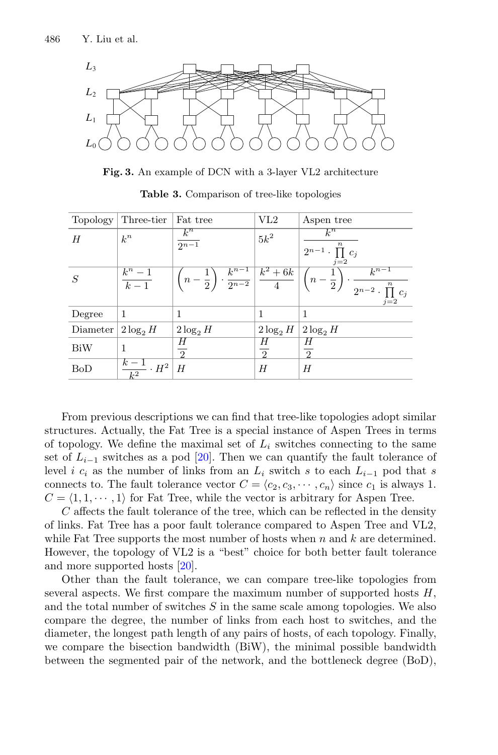**Fig. 3.** An example of DCN with a 3-layer VL2 architecture

**Table 3.** Comparison of tree-like topologies

| Topology | Three-tier | Fat tree | VL2 | Aspen tree |
|---|---|---|---|---|
| $H$ | $k^n$ | $\frac{k^n}{2^{n-1}}$ | $5k^2$ | $\frac{k^n}{2^{n-1} \cdot \prod_{j=2}^{n} c_j}$ |
| $S$ | $\frac{k^n - 1}{k - 1}$ | $\left(n - \frac{1}{2}\right) \cdot \frac{k^{n-1}}{2^{n-2}}$ | $\frac{k^2 + 6k}{4}$ | $\left(n - \frac{1}{2}\right) \cdot \frac{k^{n-1}}{2^{n-2} \cdot \prod_{j=2}^{n} c_j}$ |
| Degree | 1 | 1 | 1 | 1 |
| Diameter | $2\log_2 H$ | $2\log_2 H$ | $2\log_2 H$ | $2\log_2 H$ |
| BiW | 1 | $\frac{H}{2}$ | $\frac{H}{2}$ | $\frac{H}{2}$ |
| BoD | $\frac{k-1}{k^2} \cdot H^2$ | $H$ | $H$ | $H$ |

From previous descriptions we can find that tree-like topologies adopt similar structures. Actually, the Fat Tree is a special instance of Aspen Trees in terms of topology. We define the maximal set of $L_i$ switches connecting to the same set of $L_{i-1}$ switches as a pod [20]. Then we can quantify the fault tolerance of level $i$ $c_i$ as the number of links from an $L_i$ switch $s$ to each $L_{i-1}$ pod that $s$ connects to. The fault tolerance vector $C = \langle c_2, c_3, \cdots, c_n \rangle$ since $c_1$ is always 1. $C = \langle 1, 1, \cdots, 1 \rangle$ for Fat Tree, while the vector is arbitrary for Aspen Tree.

$C$ affects the fault tolerance of the tree, which can be reflected in the density of links. Fat Tree has a poor fault tolerance compared to Aspen Tree and VL2, while Fat Tree supports the most number of hosts when $n$ and $k$ are determined. However, the topology of VL2 is a "best" choice for both better fault tolerance and more supported hosts [20].

Other than the fault tolerance, we can compare tree-like topologies from several aspects. We first compare the maximum number of supported hosts $H$, and the total number of switches $S$ in the same scale among topologies. We also compare the degree, the number of links from each host to switches, and the diameter, the longest path length of any pairs of hosts, of each topology. Finally, we compare the bisection bandwidth (BiW), the minimal possible bandwidth between the segmented pair of the network, and the bottleneck degree (BoD),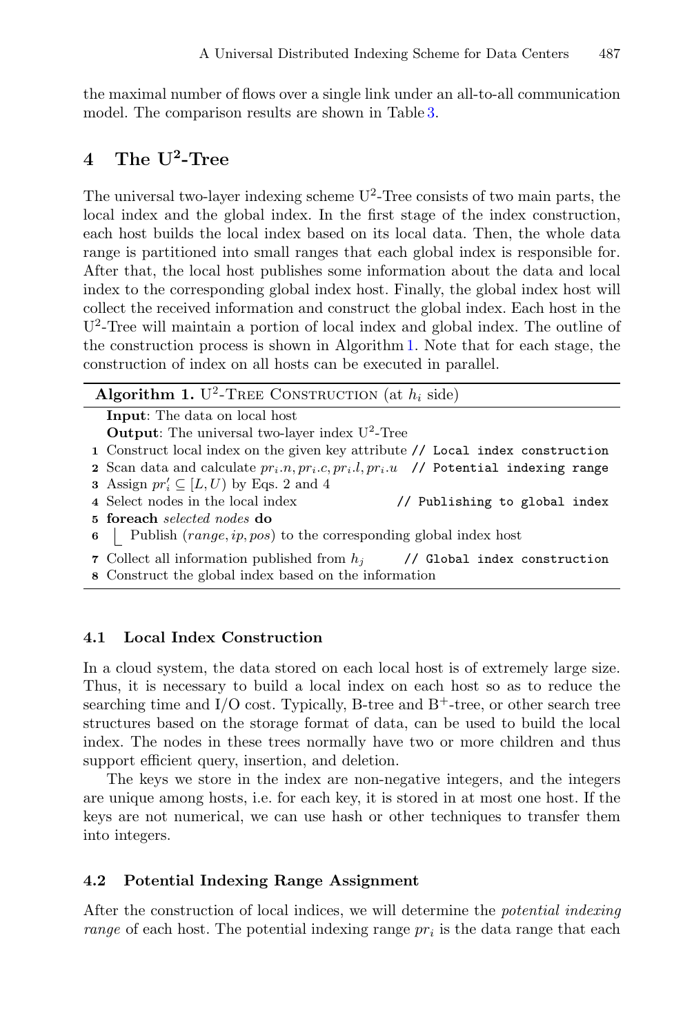the maximal number of flows over a single link under an all-to-all communication model. The comparison results are shown in Table 3.

## 4 The U$^2$-Tree

The universal two-layer indexing scheme U$^2$-Tree consists of two main parts, the local index and the global index. In the first stage of the index construction, each host builds the local index based on its local data. Then, the whole data range is partitioned into small ranges that each global index is responsible for. After that, the local host publishes some information about the data and local index to the corresponding global index host. Finally, the global index host will collect the received information and construct the global index. Each host in the U$^2$-Tree will maintain a portion of local index and global index. The outline of the construction process is shown in Algorithm 1. Note that for each stage, the construction of index on all hosts can be executed in parallel.

**Algorithm 1.** U$^2$-Tree Construction (at $h_i$ side)

**Input**: The data on local host
**Output**: The universal two-layer index U$^2$-Tree

1. Construct local index on the given key attribute `// Local index construction`
2. Scan data and calculate $pr_i.n, pr_i.c, pr_i.l, pr_i.u$ `// Potential indexing range`
3. Assign $pr_i' \subseteq [L, U)$ by Eqs. 2 and 4
4. Select nodes in the local index `// Publishing to global index`
5. **foreach** *selected nodes* **do**
6. &nbsp;&nbsp;&nbsp;&nbsp;Publish $(range, ip, pos)$ to the corresponding global index host
7. Collect all information published from $h_j$ `// Global index construction`
8. Construct the global index based on the information

### 4.1 Local Index Construction

In a cloud system, the data stored on each local host is of extremely large size. Thus, it is necessary to build a local index on each host so as to reduce the searching time and I/O cost. Typically, B-tree and B$^+$-tree, or other search tree structures based on the storage format of data, can be used to build the local index. The nodes in these trees normally have two or more children and thus support efficient query, insertion, and deletion.

The keys we store in the index are non-negative integers, and the integers are unique among hosts, i.e. for each key, it is stored in at most one host. If the keys are not numerical, we can use hash or other techniques to transfer them into integers.

### 4.2 Potential Indexing Range Assignment

After the construction of local indices, we will determine the *potential indexing range* of each host. The potential indexing range $pr_i$ is the data range that each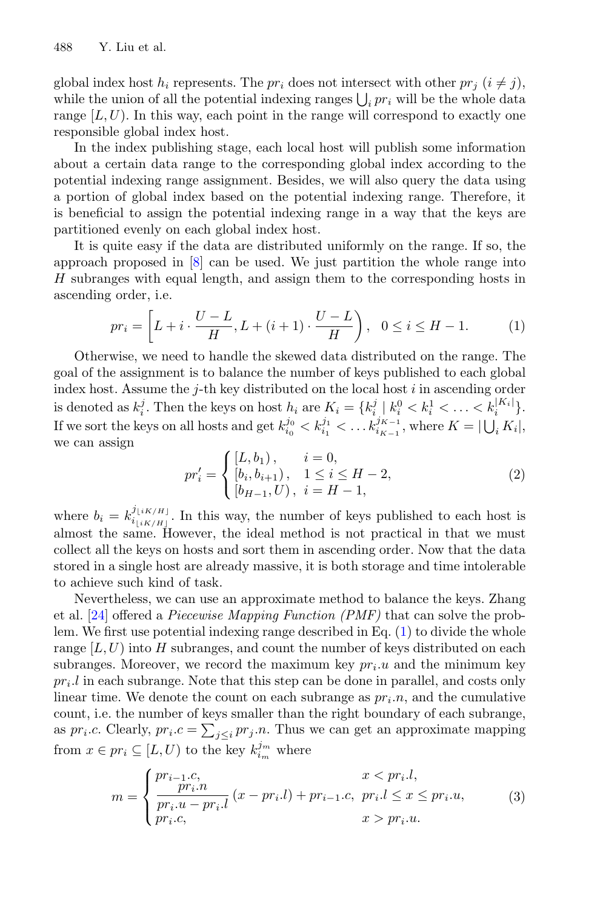global index host $h_i$ represents. The $pr_i$ does not intersect with other $pr_j$ $(i \neq j)$, while the union of all the potential indexing ranges $\bigcup_i pr_i$ will be the whole data range $[L, U)$. In this way, each point in the range will correspond to exactly one responsible global index host.

In the index publishing stage, each local host will publish some information about a certain data range to the corresponding global index according to the potential indexing range assignment. Besides, we will also query the data using a portion of global index based on the potential indexing range. Therefore, it is beneficial to assign the potential indexing range in a way that the keys are partitioned evenly on each global index host.

It is quite easy if the data are distributed uniformly on the range. If so, the approach proposed in [8] can be used. We just partition the whole range into $H$ subranges with equal length, and assign them to the corresponding hosts in ascending order, i.e.

$$pr_i = \left[L + i \cdot \frac{U - L}{H}, L + (i + 1) \cdot \frac{U - L}{H}\right), \quad 0 \leq i \leq H - 1. \tag{1}$$

Otherwise, we need to handle the skewed data distributed on the range. The goal of the assignment is to balance the number of keys published to each global index host. Assume the $j$-th key distributed on the local host $i$ in ascending order is denoted as $k_i^j$. Then the keys on host $h_i$ are $K_i = \{k_i^j \mid k_i^0 < k_i^1 < \ldots < k_i^{|K_i|}\}$. If we sort the keys on all hosts and get $k_{i_0}^{j_0} < k_{i_1}^{j_1} < \ldots k_{i_{K-1}}^{j_{K-1}}$, where $K = |\bigcup_i K_i|$, we can assign

$$pr'_i = \begin{cases} [L, b_1), & i = 0, \\ [b_i, b_{i+1}), & 1 \leq i \leq H - 2, \\ [b_{H-1}, U), & i = H - 1, \end{cases} \tag{2}$$

where $b_i = k_{i_{\lfloor iK/H \rfloor}}^{j_{\lfloor iK/H \rfloor}}$. In this way, the number of keys published to each host is almost the same. However, the ideal method is not practical in that we must collect all the keys on hosts and sort them in ascending order. Now that the data stored in a single host are already massive, it is both storage and time intolerable to achieve such kind of task.

Nevertheless, we can use an approximate method to balance the keys. Zhang et al. [24] offered a *Piecewise Mapping Function (PMF)* that can solve the problem. We first use potential indexing range described in Eq. (1) to divide the whole range $[L, U)$ into $H$ subranges, and count the number of keys distributed on each subranges. Moreover, we record the maximum key $pr_i.u$ and the minimum key $pr_i.l$ in each subrange. Note that this step can be done in parallel, and costs only linear time. We denote the count on each subrange as $pr_i.n$, and the cumulative count, i.e. the number of keys smaller than the right boundary of each subrange, as $pr_i.c$. Clearly, $pr_i.c = \sum_{j \leq i} pr_j.n$. Thus we can get an approximate mapping from $x \in pr_i \subseteq [L, U)$ to the key $k_{i_m}^{j_m}$ where

$$m = \begin{cases} pr_{i-1}.c, & x < pr_i.l, \\ \dfrac{pr_i.n}{pr_i.u - pr_i.l}(x - pr_i.l) + pr_{i-1}.c, & pr_i.l \leq x \leq pr_i.u, \\ pr_i.c, & x > pr_i.u. \end{cases} \tag{3}$$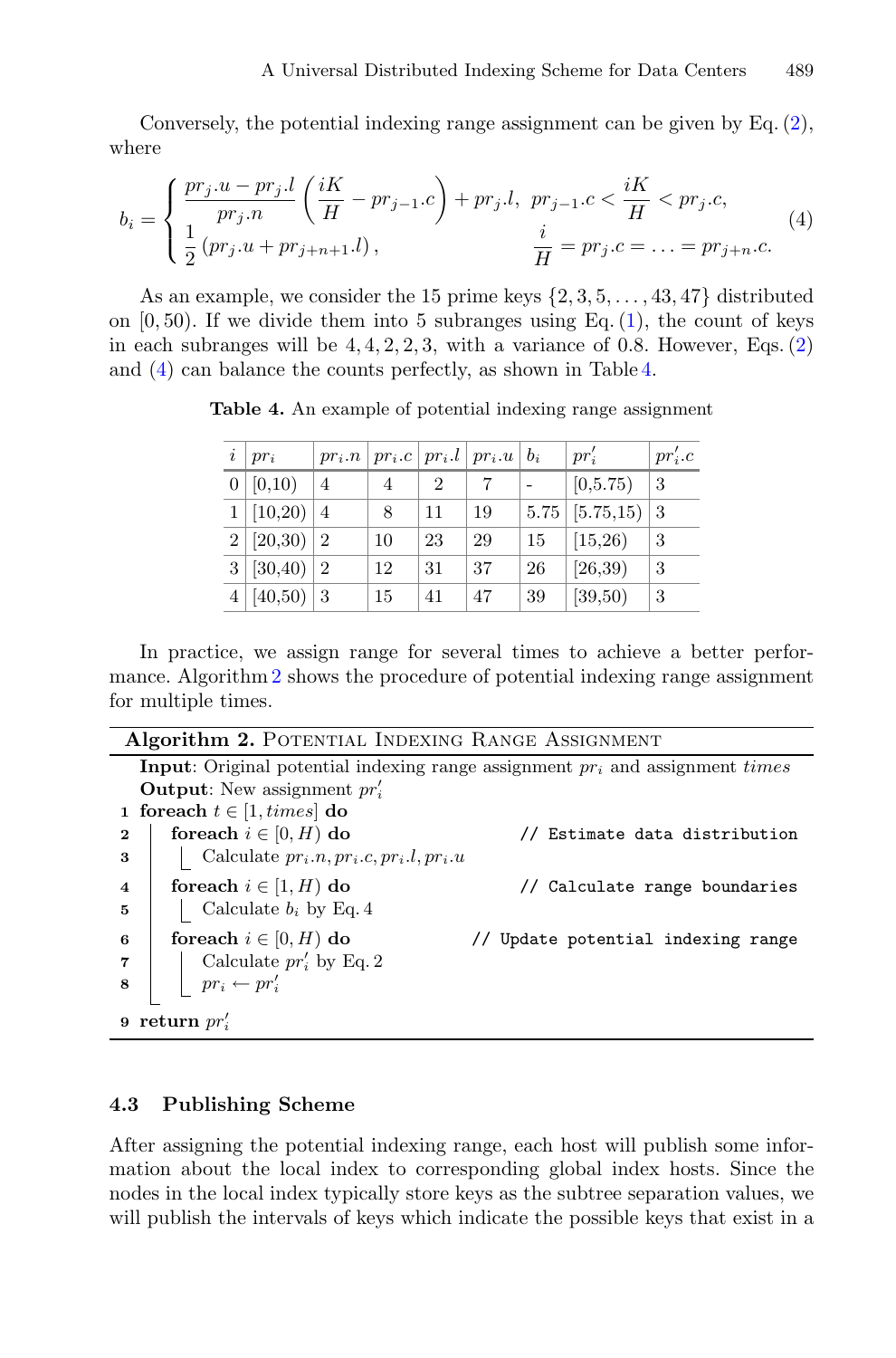Conversely, the potential indexing range assignment can be given by Eq. (2), where

$$
b_i = \begin{cases} \dfrac{pr_j.u - pr_j.l}{pr_j.n}\left(\dfrac{iK}{H} - pr_{j-1}.c\right) + pr_j.l, & pr_{j-1}.c < \dfrac{iK}{H} < pr_j.c, \\ \dfrac{1}{2}\left(pr_j.u + pr_{j+n+1}.l\right), & \dfrac{i}{H} = pr_j.c = \ldots = pr_{j+n}.c. \end{cases} \tag{4}
$$

As an example, we consider the 15 prime keys $\{2, 3, 5, \ldots, 43, 47\}$ distributed on $[0, 50)$. If we divide them into 5 subranges using Eq. (1), the count of keys in each subranges will be 4, 4, 2, 2, 3, with a variance of 0.8. However, Eqs. (2) and (4) can balance the counts perfectly, as shown in Table 4.

**Table 4.** An example of potential indexing range assignment

| $i$ | $pr_i$ | $pr_i.n$ | $pr_i.c$ | $pr_i.l$ | $pr_i.u$ | $b_i$ | $pr'_i$ | $pr'_i.c$ |
|---|---|---|---|---|---|---|---|---|
| 0 | [0,10) | 4 | 4 | 2 | 7 | - | [0,5.75) | 3 |
| 1 | [10,20) | 4 | 8 | 11 | 19 | 5.75 | [5.75,15) | 3 |
| 2 | [20,30) | 2 | 10 | 23 | 29 | 15 | [15,26) | 3 |
| 3 | [30,40) | 2 | 12 | 31 | 37 | 26 | [26,39) | 3 |
| 4 | [40,50) | 3 | 15 | 41 | 47 | 39 | [39,50) | 3 |

In practice, we assign range for several times to achieve a better performance. Algorithm 2 shows the procedure of potential indexing range assignment for multiple times.

**Algorithm 2.** Potential Indexing Range Assignment

```
Input: Original potential indexing range assignment pr_i and assignment times
Output: New assignment pr'_i
1 foreach t ∈ [1, times] do
2     foreach i ∈ [0, H) do                      // Estimate data distribution
3         Calculate pr_i.n, pr_i.c, pr_i.l, pr_i.u
4     foreach i ∈ [1, H) do                      // Calculate range boundaries
5         Calculate b_i by Eq. 4
6     foreach i ∈ [0, H) do                      // Update potential indexing range
7         Calculate pr'_i by Eq. 2
8         pr_i ← pr'_i
9 return pr'_i
```

### 4.3 Publishing Scheme

After assigning the potential indexing range, each host will publish some information about the local index to corresponding global index hosts. Since the nodes in the local index typically store keys as the subtree separation values, we will publish the intervals of keys which indicate the possible keys that exist in a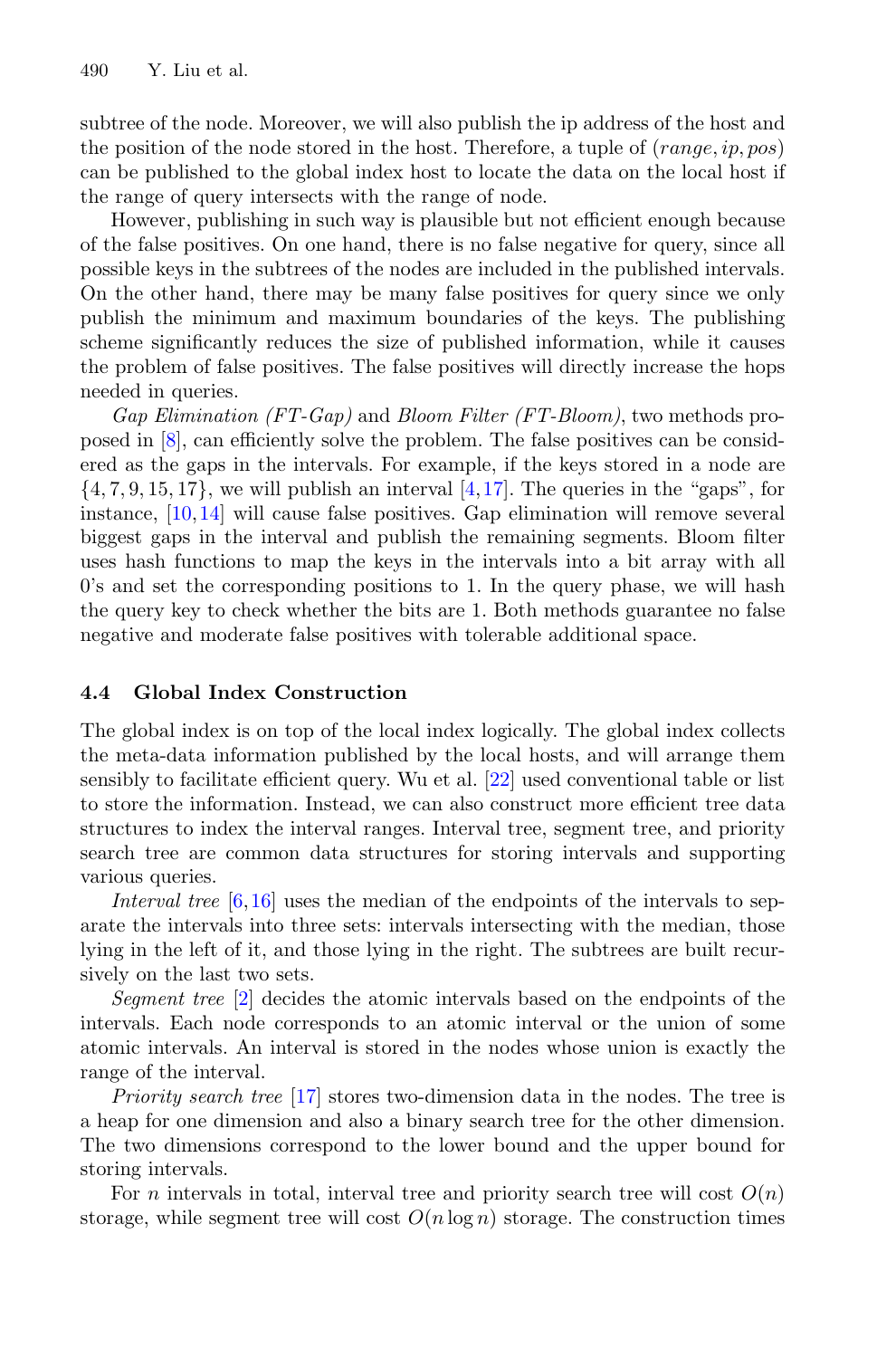subtree of the node. Moreover, we will also publish the ip address of the host and the position of the node stored in the host. Therefore, a tuple of $(range, ip, pos)$ can be published to the global index host to locate the data on the local host if the range of query intersects with the range of node.

However, publishing in such way is plausible but not efficient enough because of the false positives. On one hand, there is no false negative for query, since all possible keys in the subtrees of the nodes are included in the published intervals. On the other hand, there may be many false positives for query since we only publish the minimum and maximum boundaries of the keys. The publishing scheme significantly reduces the size of published information, while it causes the problem of false positives. The false positives will directly increase the hops needed in queries.

*Gap Elimination (FT-Gap)* and *Bloom Filter (FT-Bloom)*, two methods proposed in [8], can efficiently solve the problem. The false positives can be considered as the gaps in the intervals. For example, if the keys stored in a node are $\{4, 7, 9, 15, 17\}$, we will publish an interval $[4, 17]$. The queries in the "gaps", for instance, $[10, 14]$ will cause false positives. Gap elimination will remove several biggest gaps in the interval and publish the remaining segments. Bloom filter uses hash functions to map the keys in the intervals into a bit array with all 0's and set the corresponding positions to 1. In the query phase, we will hash the query key to check whether the bits are 1. Both methods guarantee no false negative and moderate false positives with tolerable additional space.

### 4.4 Global Index Construction

The global index is on top of the local index logically. The global index collects the meta-data information published by the local hosts, and will arrange them sensibly to facilitate efficient query. Wu et al. [22] used conventional table or list to store the information. Instead, we can also construct more efficient tree data structures to index the interval ranges. Interval tree, segment tree, and priority search tree are common data structures for storing intervals and supporting various queries.

*Interval tree* [6,16] uses the median of the endpoints of the intervals to separate the intervals into three sets: intervals intersecting with the median, those lying in the left of it, and those lying in the right. The subtrees are built recursively on the last two sets.

*Segment tree* [2] decides the atomic intervals based on the endpoints of the intervals. Each node corresponds to an atomic interval or the union of some atomic intervals. An interval is stored in the nodes whose union is exactly the range of the interval.

*Priority search tree* [17] stores two-dimension data in the nodes. The tree is a heap for one dimension and also a binary search tree for the other dimension. The two dimensions correspond to the lower bound and the upper bound for storing intervals.

For $n$ intervals in total, interval tree and priority search tree will cost $O(n)$ storage, while segment tree will cost $O(n \log n)$ storage. The construction times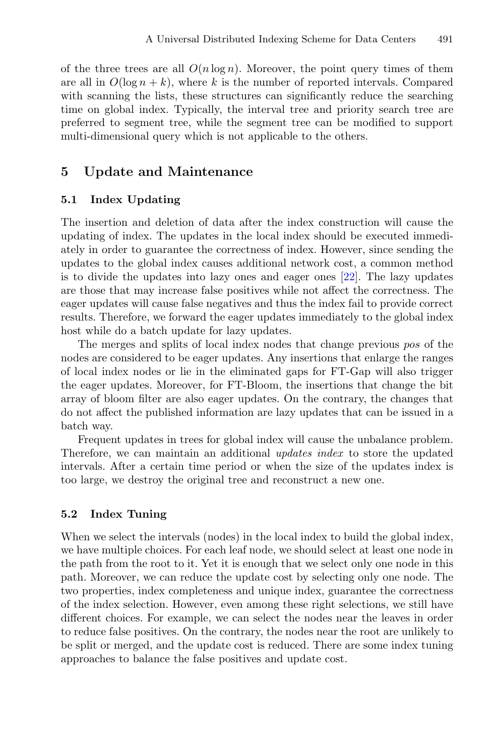of the three trees are all $O(n \log n)$. Moreover, the point query times of them are all in $O(\log n + k)$, where $k$ is the number of reported intervals. Compared with scanning the lists, these structures can significantly reduce the searching time on global index. Typically, the interval tree and priority search tree are preferred to segment tree, while the segment tree can be modified to support multi-dimensional query which is not applicable to the others.

## 5 Update and Maintenance

### 5.1 Index Updating

The insertion and deletion of data after the index construction will cause the updating of index. The updates in the local index should be executed immediately in order to guarantee the correctness of index. However, since sending the updates to the global index causes additional network cost, a common method is to divide the updates into lazy ones and eager ones [22]. The lazy updates are those that may increase false positives while not affect the correctness. The eager updates will cause false negatives and thus the index fail to provide correct results. Therefore, we forward the eager updates immediately to the global index host while do a batch update for lazy updates.

The merges and splits of local index nodes that change previous *pos* of the nodes are considered to be eager updates. Any insertions that enlarge the ranges of local index nodes or lie in the eliminated gaps for FT-Gap will also trigger the eager updates. Moreover, for FT-Bloom, the insertions that change the bit array of bloom filter are also eager updates. On the contrary, the changes that do not affect the published information are lazy updates that can be issued in a batch way.

Frequent updates in trees for global index will cause the unbalance problem. Therefore, we can maintain an additional *updates index* to store the updated intervals. After a certain time period or when the size of the updates index is too large, we destroy the original tree and reconstruct a new one.

### 5.2 Index Tuning

When we select the intervals (nodes) in the local index to build the global index, we have multiple choices. For each leaf node, we should select at least one node in the path from the root to it. Yet it is enough that we select only one node in this path. Moreover, we can reduce the update cost by selecting only one node. The two properties, index completeness and unique index, guarantee the correctness of the index selection. However, even among these right selections, we still have different choices. For example, we can select the nodes near the leaves in order to reduce false positives. On the contrary, the nodes near the root are unlikely to be split or merged, and the update cost is reduced. There are some index tuning approaches to balance the false positives and update cost.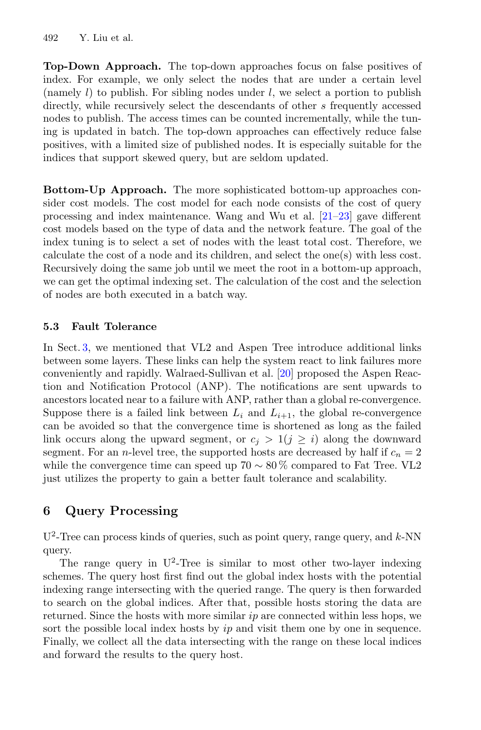**Top-Down Approach.** The top-down approaches focus on false positives of index. For example, we only select the nodes that are under a certain level (namely $l$) to publish. For sibling nodes under $l$, we select a portion to publish directly, while recursively select the descendants of other $s$ frequently accessed nodes to publish. The access times can be counted incrementally, while the tuning is updated in batch. The top-down approaches can effectively reduce false positives, with a limited size of published nodes. It is especially suitable for the indices that support skewed query, but are seldom updated.

**Bottom-Up Approach.** The more sophisticated bottom-up approaches consider cost models. The cost model for each node consists of the cost of query processing and index maintenance. Wang and Wu et al. [21–23] gave different cost models based on the type of data and the network feature. The goal of the index tuning is to select a set of nodes with the least total cost. Therefore, we calculate the cost of a node and its children, and select the one(s) with less cost. Recursively doing the same job until we meet the root in a bottom-up approach, we can get the optimal indexing set. The calculation of the cost and the selection of nodes are both executed in a batch way.

### 5.3 Fault Tolerance

In Sect. 3, we mentioned that VL2 and Aspen Tree introduce additional links between some layers. These links can help the system react to link failures more conveniently and rapidly. Walraed-Sullivan et al. [20] proposed the Aspen Reaction and Notification Protocol (ANP). The notifications are sent upwards to ancestors located near to a failure with ANP, rather than a global re-convergence. Suppose there is a failed link between $L_i$ and $L_{i+1}$, the global re-convergence can be avoided so that the convergence time is shortened as long as the failed link occurs along the upward segment, or $c_j > 1 (j \geq i)$ along the downward segment. For an $n$-level tree, the supported hosts are decreased by half if $c_n = 2$ while the convergence time can speed up $70 \sim 80\,\%$ compared to Fat Tree. VL2 just utilizes the property to gain a better fault tolerance and scalability.

## 6 Query Processing

U$^2$-Tree can process kinds of queries, such as point query, range query, and $k$-NN query.

The range query in U$^2$-Tree is similar to most other two-layer indexing schemes. The query host first find out the global index hosts with the potential indexing range intersecting with the queried range. The query is then forwarded to search on the global indices. After that, possible hosts storing the data are returned. Since the hosts with more similar $ip$ are connected within less hops, we sort the possible local index hosts by $ip$ and visit them one by one in sequence. Finally, we collect all the data intersecting with the range on these local indices and forward the results to the query host.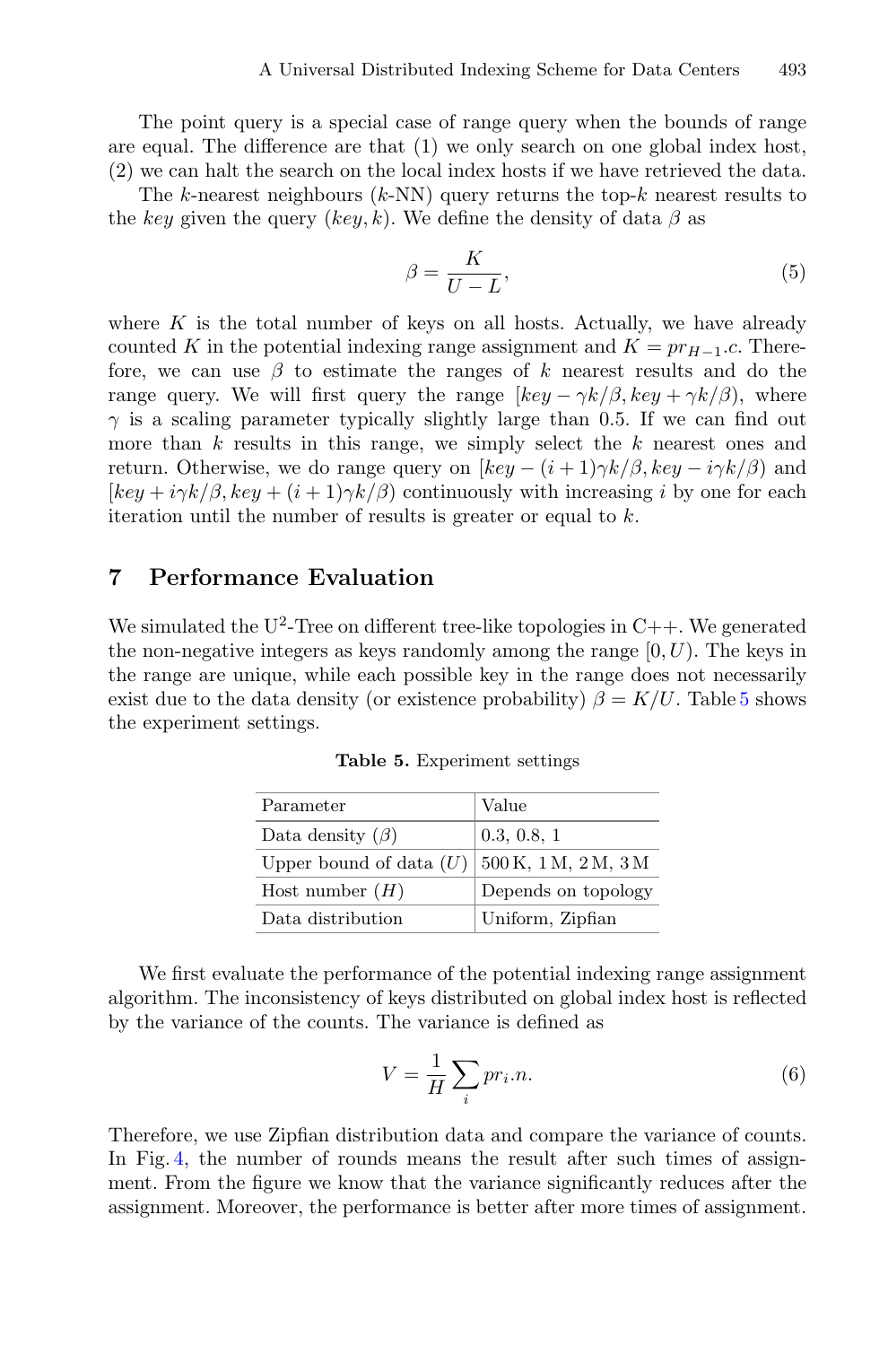The point query is a special case of range query when the bounds of range are equal. The difference are that (1) we only search on one global index host, (2) we can halt the search on the local index hosts if we have retrieved the data.

The $k$-nearest neighbours ($k$-NN) query returns the top-$k$ nearest results to the *key* given the query $(key, k)$. We define the density of data $\beta$ as

$$\beta = \frac{K}{U - L}, \tag{5}$$

where $K$ is the total number of keys on all hosts. Actually, we have already counted $K$ in the potential indexing range assignment and $K = pr_{H-1}.c$. Therefore, we can use $\beta$ to estimate the ranges of $k$ nearest results and do the range query. We will first query the range $[key - \gamma k/\beta, key + \gamma k/\beta)$, where $\gamma$ is a scaling parameter typically slightly large than 0.5. If we can find out more than $k$ results in this range, we simply select the $k$ nearest ones and return. Otherwise, we do range query on $[key - (i+1)\gamma k/\beta, key - i\gamma k/\beta)$ and $[key + i\gamma k/\beta, key + (i+1)\gamma k/\beta)$ continuously with increasing $i$ by one for each iteration until the number of results is greater or equal to $k$.

## 7 Performance Evaluation

We simulated the U$^2$-Tree on different tree-like topologies in C++. We generated the non-negative integers as keys randomly among the range $[0, U)$. The keys in the range are unique, while each possible key in the range does not necessarily exist due to the data density (or existence probability) $\beta = K/U$. Table 5 shows the experiment settings.

**Table 5.** Experiment settings

| Parameter | Value |
| --- | --- |
| Data density ($\beta$) | 0.3, 0.8, 1 |
| Upper bound of data ($U$) | 500 K, 1 M, 2 M, 3 M |
| Host number ($H$) | Depends on topology |
| Data distribution | Uniform, Zipfian |

We first evaluate the performance of the potential indexing range assignment algorithm. The inconsistency of keys distributed on global index host is reflected by the variance of the counts. The variance is defined as

$$V = \frac{1}{H} \sum_{i} pr_i.n. \tag{6}$$

Therefore, we use Zipfian distribution data and compare the variance of counts. In Fig. 4, the number of rounds means the result after such times of assignment. From the figure we know that the variance significantly reduces after the assignment. Moreover, the performance is better after more times of assignment.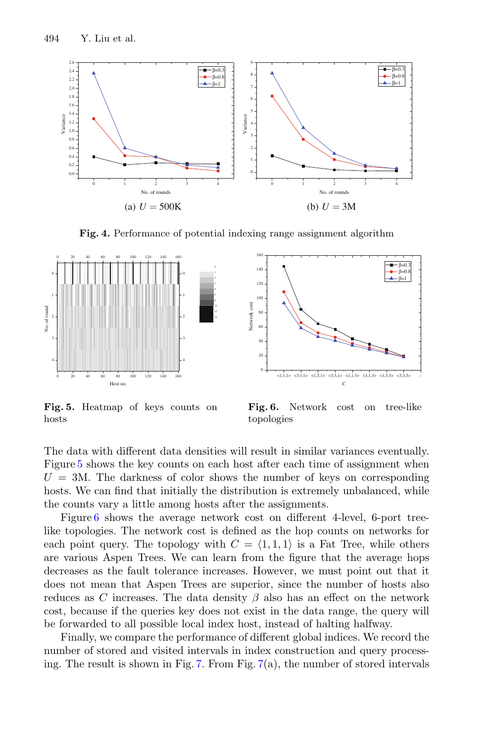(a) $U = 500\text{K}$

(b) $U = 3\text{M}$

**Fig. 4.** Performance of potential indexing range assignment algorithm

**Fig. 5.** Heatmap of keys counts on hosts

**Fig. 6.** Network cost on tree-like topologies

The data with different data densities will result in similar variances eventually. Figure 5 shows the key counts on each host after each time of assignment when $U = 3\text{M}$. The darkness of color shows the number of keys on corresponding hosts. We can find that initially the distribution is extremely unbalanced, while the counts vary a little among hosts after the assignments.

Figure 6 shows the average network cost on different 4-level, 6-port tree-like topologies. The network cost is defined as the hop counts on networks for each point query. The topology with $C = \langle 1, 1, 1 \rangle$ is a Fat Tree, while others are various Aspen Trees. We can learn from the figure that the average hops decreases as the fault tolerance increases. However, we must point out that it does not mean that Aspen Trees are superior, since the number of hosts also reduces as $C$ increases. The data density $\beta$ also has an effect on the network cost, because if the queries key does not exist in the data range, the query will be forwarded to all possible local index host, instead of halting halfway.

Finally, we compare the performance of different global indices. We record the number of stored and visited intervals in index construction and query processing. The result is shown in Fig. 7. From Fig. 7(a), the number of stored intervals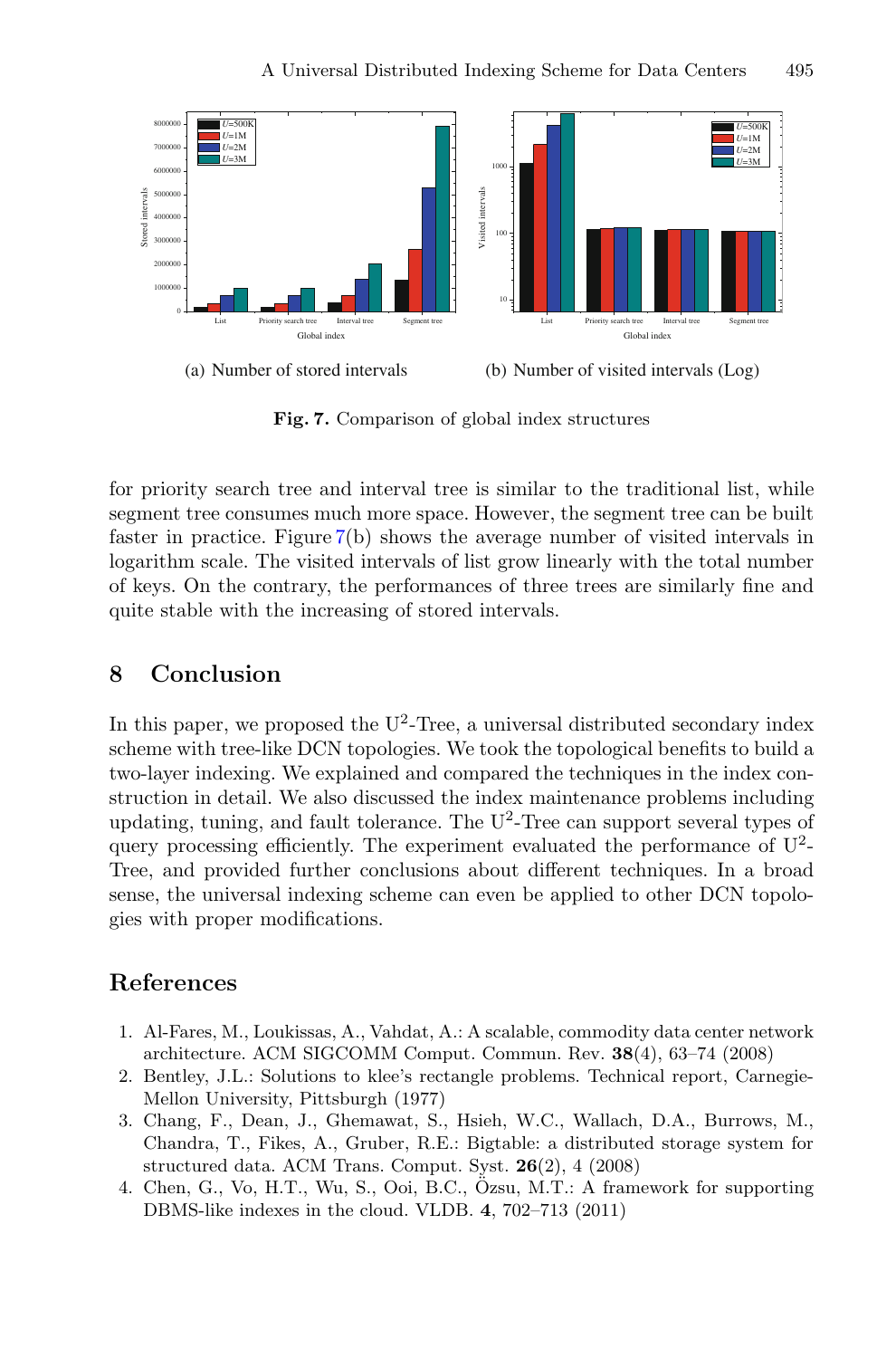(a) Number of stored intervals

(b) Number of visited intervals (Log)

**Fig. 7.** Comparison of global index structures

for priority search tree and interval tree is similar to the traditional list, while segment tree consumes much more space. However, the segment tree can be built faster in practice. Figure 7(b) shows the average number of visited intervals in logarithm scale. The visited intervals of list grow linearly with the total number of keys. On the contrary, the performances of three trees are similarly fine and quite stable with the increasing of stored intervals.

## 8 Conclusion

In this paper, we proposed the $U^2$-Tree, a universal distributed secondary index scheme with tree-like DCN topologies. We took the topological benefits to build a two-layer indexing. We explained and compared the techniques in the index construction in detail. We also discussed the index maintenance problems including updating, tuning, and fault tolerance. The $U^2$-Tree can support several types of query processing efficiently. The experiment evaluated the performance of $U^2$-Tree, and provided further conclusions about different techniques. In a broad sense, the universal indexing scheme can even be applied to other DCN topologies with proper modifications.

## References

1. Al-Fares, M., Loukissas, A., Vahdat, A.: A scalable, commodity data center network architecture. ACM SIGCOMM Comput. Commun. Rev. **38**(4), 63–74 (2008)
2. Bentley, J.L.: Solutions to klee's rectangle problems. Technical report, Carnegie-Mellon University, Pittsburgh (1977)
3. Chang, F., Dean, J., Ghemawat, S., Hsieh, W.C., Wallach, D.A., Burrows, M., Chandra, T., Fikes, A., Gruber, R.E.: Bigtable: a distributed storage system for structured data. ACM Trans. Comput. Syst. **26**(2), 4 (2008)
4. Chen, G., Vo, H.T., Wu, S., Ooi, B.C., Özsu, M.T.: A framework for supporting DBMS-like indexes in the cloud. VLDB. **4**, 702–713 (2011)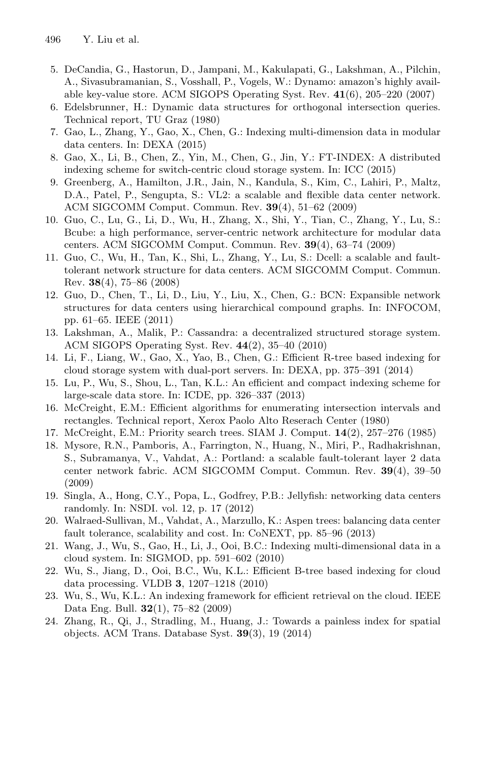5. DeCandia, G., Hastorun, D., Jampani, M., Kakulapati, G., Lakshman, A., Pilchin, A., Sivasubramanian, S., Vosshall, P., Vogels, W.: Dynamo: amazon's highly available key-value store. ACM SIGOPS Operating Syst. Rev. **41**(6), 205–220 (2007)
6. Edelsbrunner, H.: Dynamic data structures for orthogonal intersection queries. Technical report, TU Graz (1980)
7. Gao, L., Zhang, Y., Gao, X., Chen, G.: Indexing multi-dimension data in modular data centers. In: DEXA (2015)
8. Gao, X., Li, B., Chen, Z., Yin, M., Chen, G., Jin, Y.: FT-INDEX: A distributed indexing scheme for switch-centric cloud storage system. In: ICC (2015)
9. Greenberg, A., Hamilton, J.R., Jain, N., Kandula, S., Kim, C., Lahiri, P., Maltz, D.A., Patel, P., Sengupta, S.: VL2: a scalable and flexible data center network. ACM SIGCOMM Comput. Commun. Rev. **39**(4), 51–62 (2009)
10. Guo, C., Lu, G., Li, D., Wu, H., Zhang, X., Shi, Y., Tian, C., Zhang, Y., Lu, S.: Bcube: a high performance, server-centric network architecture for modular data centers. ACM SIGCOMM Comput. Commun. Rev. **39**(4), 63–74 (2009)
11. Guo, C., Wu, H., Tan, K., Shi, L., Zhang, Y., Lu, S.: Dcell: a scalable and fault-tolerant network structure for data centers. ACM SIGCOMM Comput. Commun. Rev. **38**(4), 75–86 (2008)
12. Guo, D., Chen, T., Li, D., Liu, Y., Liu, X., Chen, G.: BCN: Expansible network structures for data centers using hierarchical compound graphs. In: INFOCOM, pp. 61–65. IEEE (2011)
13. Lakshman, A., Malik, P.: Cassandra: a decentralized structured storage system. ACM SIGOPS Operating Syst. Rev. **44**(2), 35–40 (2010)
14. Li, F., Liang, W., Gao, X., Yao, B., Chen, G.: Efficient R-tree based indexing for cloud storage system with dual-port servers. In: DEXA, pp. 375–391 (2014)
15. Lu, P., Wu, S., Shou, L., Tan, K.L.: An efficient and compact indexing scheme for large-scale data store. In: ICDE, pp. 326–337 (2013)
16. McCreight, E.M.: Efficient algorithms for enumerating intersection intervals and rectangles. Technical report, Xerox Paolo Alto Reserach Center (1980)
17. McCreight, E.M.: Priority search trees. SIAM J. Comput. **14**(2), 257–276 (1985)
18. Mysore, R.N., Pamboris, A., Farrington, N., Huang, N., Miri, P., Radhakrishnan, S., Subramanya, V., Vahdat, A.: Portland: a scalable fault-tolerant layer 2 data center network fabric. ACM SIGCOMM Comput. Commun. Rev. **39**(4), 39–50 (2009)
19. Singla, A., Hong, C.Y., Popa, L., Godfrey, P.B.: Jellyfish: networking data centers randomly. In: NSDI. vol. 12, p. 17 (2012)
20. Walraed-Sullivan, M., Vahdat, A., Marzullo, K.: Aspen trees: balancing data center fault tolerance, scalability and cost. In: CoNEXT, pp. 85–96 (2013)
21. Wang, J., Wu, S., Gao, H., Li, J., Ooi, B.C.: Indexing multi-dimensional data in a cloud system. In: SIGMOD, pp. 591–602 (2010)
22. Wu, S., Jiang, D., Ooi, B.C., Wu, K.L.: Efficient B-tree based indexing for cloud data processing. VLDB **3**, 1207–1218 (2010)
23. Wu, S., Wu, K.L.: An indexing framework for efficient retrieval on the cloud. IEEE Data Eng. Bull. **32**(1), 75–82 (2009)
24. Zhang, R., Qi, J., Stradling, M., Huang, J.: Towards a painless index for spatial objects. ACM Trans. Database Syst. **39**(3), 19 (2014)